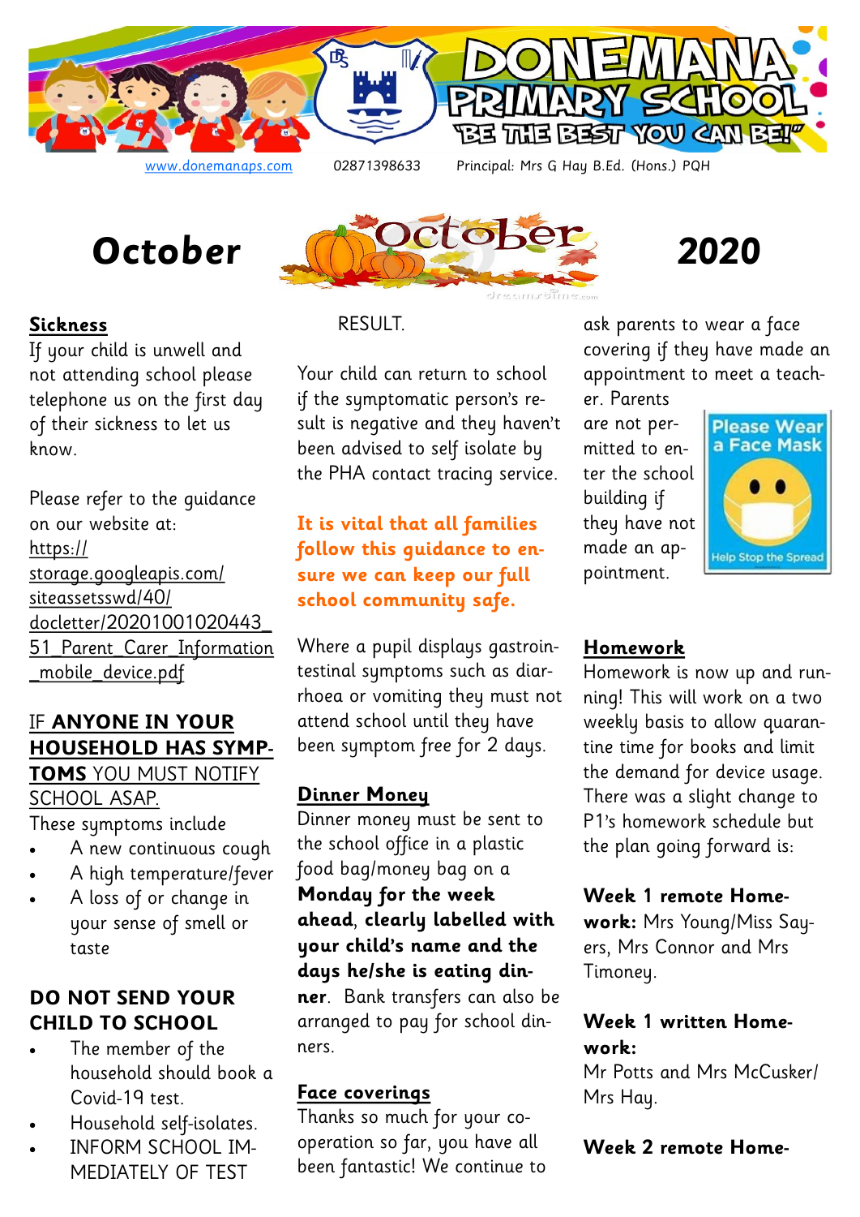# DONEMANA PRIMARY SCHOOL

"BE THE BEST YOU CAN BE!"

www.donemanaps.com 02871398633 Principal: Mrs G Hay B.Ed. (Hons.) PQH

# October 2020

## Sickness

If your child is unwell and not attending school please telephone us on the first day of their sickness to let us know.

Please refer to the guidance on our website at: https://storage.googleapis.com/siteassetsswd/40/docletter/20201001020443_51_Parent_Carer_Information_mobile_device.pdf

IF **ANYONE IN YOUR HOUSEHOLD HAS SYMPTOMS** YOU MUST NOTIFY SCHOOL ASAP.

These symptoms include

- A new continuous cough
- A high temperature/fever
- A loss of or change in your sense of smell or taste

**DO NOT SEND YOUR CHILD TO SCHOOL**

- The member of the household should book a Covid-19 test.
- Household self-isolates.
- INFORM SCHOOL IMMEDIATELY OF TEST RESULT.

Your child can return to school if the symptomatic person's result is negative and they haven't been advised to self isolate by the PHA contact tracing service.

**It is vital that all families follow this guidance to ensure we can keep our full school community safe.**

Where a pupil displays gastrointestinal symptoms such as diarrhoea or vomiting they must not attend school until they have been symptom free for 2 days.

## Dinner Money

Dinner money must be sent to the school office in a plastic food bag/money bag on a **Monday for the week ahead**, **clearly labelled with your child's name and the days he/she is eating dinner**. Bank transfers can also be arranged to pay for school dinners.

## Face coverings

Thanks so much for your co-operation so far, you have all been fantastic! We continue to ask parents to wear a face covering if they have made an appointment to meet a teacher. Parents are not permitted to enter the school building if they have not made an appointment.

Please Wear a Face Mask

Help Stop the Spread

## Homework

Homework is now up and running! This will work on a two weekly basis to allow quarantine time for books and limit the demand for device usage. There was a slight change to P1's homework schedule but the plan going forward is:

**Week 1 remote Homework:** Mrs Young/Miss Sayers, Mrs Connor and Mrs Timoney.

**Week 1 written Homework:**
Mr Potts and Mrs McCusker/Mrs Hay.

**Week 2 remote Home-**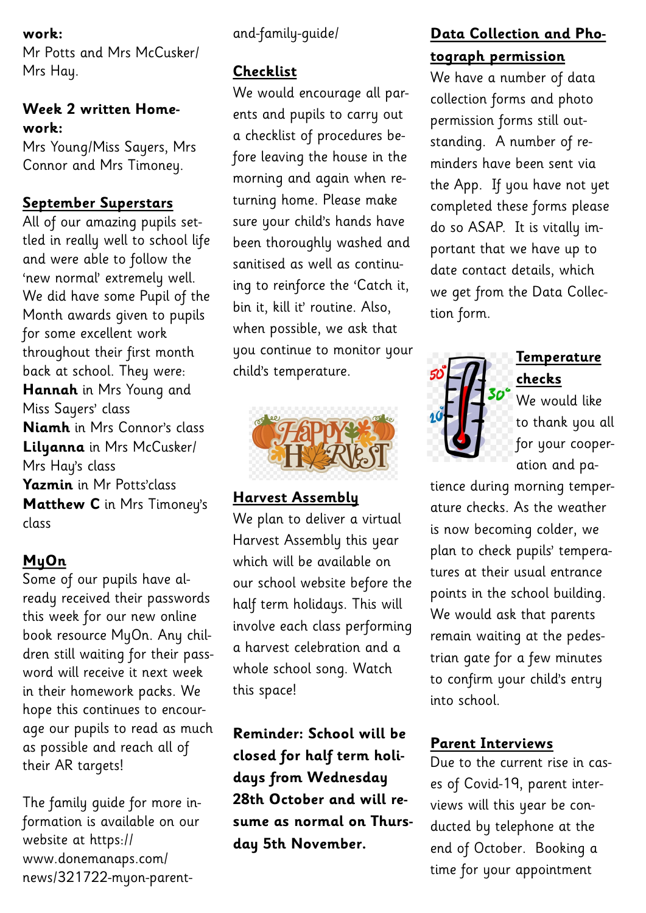**work:**
Mr Potts and Mrs McCusker/ Mrs Hay.

**Week 2 written Homework:**
Mrs Young/Miss Sayers, Mrs Connor and Mrs Timoney.

## September Superstars

All of our amazing pupils settled in really well to school life and were able to follow the 'new normal' extremely well. We did have some Pupil of the Month awards given to pupils for some excellent work throughout their first month back at school. They were:

**Hannah** in Mrs Young and Miss Sayers' class
**Niamh** in Mrs Connor's class
**Lilyanna** in Mrs McCusker/ Mrs Hay's class
**Yazmin** in Mr Potts'class
**Matthew C** in Mrs Timoney's class

## MyOn

Some of our pupils have already received their passwords this week for our new online book resource MyOn. Any children still waiting for their password will receive it next week in their homework packs. We hope this continues to encourage our pupils to read as much as possible and reach all of their AR targets!

The family guide for more information is available on our website at https://www.donemanaps.com/news/321722-myon-parent-and-family-guide/

## Checklist

We would encourage all parents and pupils to carry out a checklist of procedures before leaving the house in the morning and again when returning home. Please make sure your child's hands have been thoroughly washed and sanitised as well as continuing to reinforce the 'Catch it, bin it, kill it' routine. Also, when possible, we ask that you continue to monitor your child's temperature.

## Harvest Assembly

We plan to deliver a virtual Harvest Assembly this year which will be available on our school website before the half term holidays. This will involve each class performing a harvest celebration and a whole school song. Watch this space!

**Reminder: School will be closed for half term holidays from Wednesday 28th October and will resume as normal on Thursday 5th November.**

## Data Collection and Photograph permission

We have a number of data collection forms and photo permission forms still outstanding. A number of reminders have been sent via the App. If you have not yet completed these forms please do so ASAP. It is vitally important that we have up to date contact details, which we get from the Data Collection form.

## Temperature checks

We would like to thank you all for your cooperation and patience during morning temperature checks. As the weather is now becoming colder, we plan to check pupils' temperatures at their usual entrance points in the school building. We would ask that parents remain waiting at the pedestrian gate for a few minutes to confirm your child's entry into school.

## Parent Interviews

Due to the current rise in cases of Covid-19, parent interviews will this year be conducted by telephone at the end of October. Booking a time for your appointment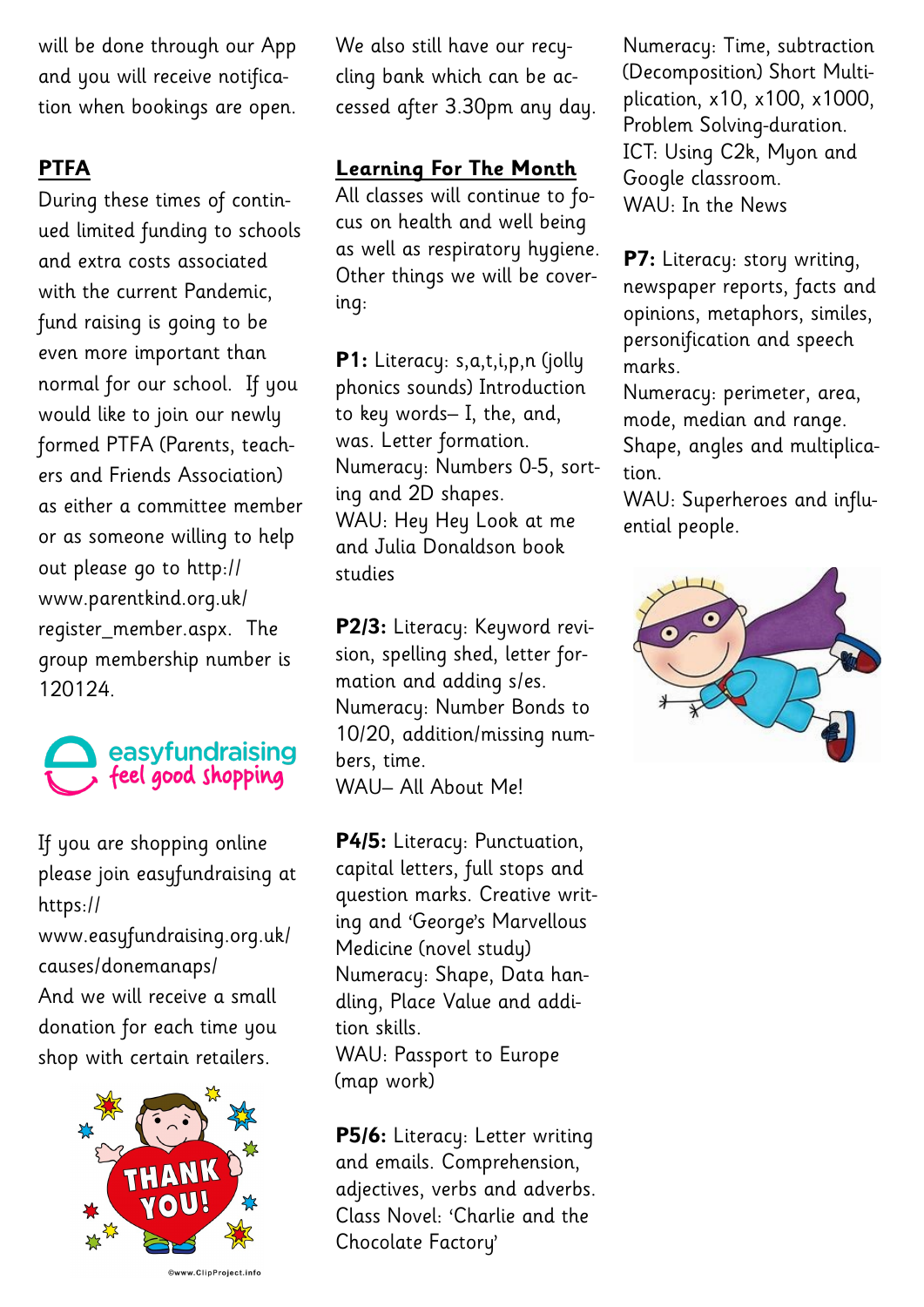will be done through our App and you will receive notification when bookings are open.

## PTFA

During these times of continued limited funding to schools and extra costs associated with the current Pandemic, fund raising is going to be even more important than normal for our school. If you would like to join our newly formed PTFA (Parents, teachers and Friends Association) as either a committee member or as someone willing to help out please go to http://www.parentkind.org.uk/register_member.aspx. The group membership number is 120124.

easyfundraising
feel good shopping

If you are shopping online please join easyfundraising at https://www.easyfundraising.org.uk/causes/donemanaps/
And we will receive a small donation for each time you shop with certain retailers.

We also still have our recycling bank which can be accessed after 3.30pm any day.

## Learning For The Month

All classes will continue to focus on health and well being as well as respiratory hygiene. Other things we will be covering:

**P1:** Literacy: s,a,t,i,p,n (jolly phonics sounds) Introduction to key words– I, the, and, was. Letter formation.
Numeracy: Numbers 0-5, sorting and 2D shapes.
WAU: Hey Hey Look at me and Julia Donaldson book studies

**P2/3:** Literacy: Keyword revision, spelling shed, letter formation and adding s/es.
Numeracy: Number Bonds to 10/20, addition/missing numbers, time.
WAU– All About Me!

**P4/5:** Literacy: Punctuation, capital letters, full stops and question marks. Creative writing and 'George's Marvellous Medicine (novel study)
Numeracy: Shape, Data handling, Place Value and addition skills.
WAU: Passport to Europe (map work)

**P5/6:** Literacy: Letter writing and emails. Comprehension, adjectives, verbs and adverbs. Class Novel: 'Charlie and the Chocolate Factory'
Numeracy: Time, subtraction (Decomposition) Short Multiplication, x10, x100, x1000, Problem Solving-duration.
ICT: Using C2k, Myon and Google classroom.
WAU: In the News

**P7:** Literacy: story writing, newspaper reports, facts and opinions, metaphors, similes, personification and speech marks.
Numeracy: perimeter, area, mode, median and range. Shape, angles and multiplication.
WAU: Superheroes and influential people.